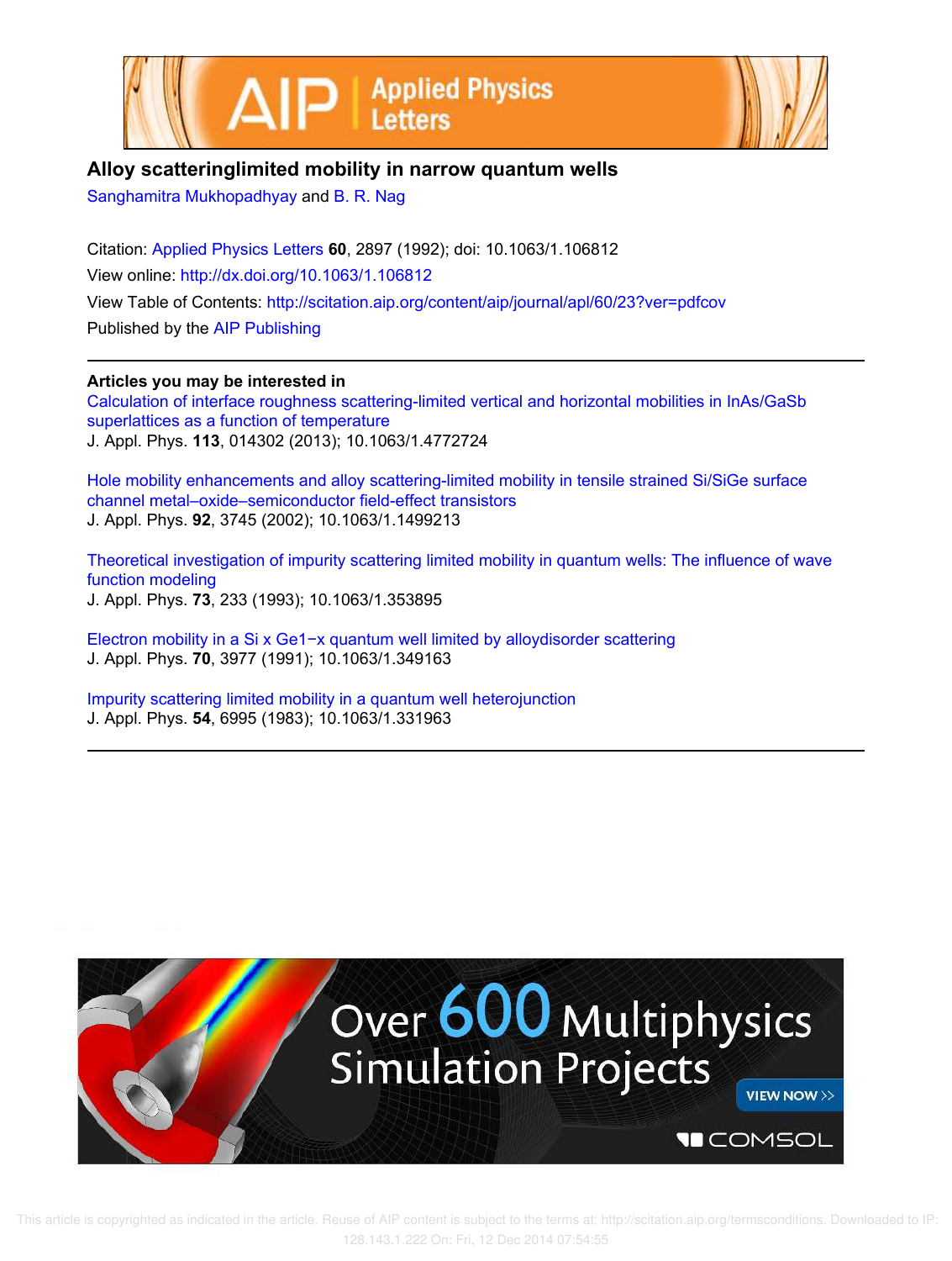# Alloy scatteringlimited mobility in narrow quantum wells

Sanghamitra Mukhopadhyay and B. R. Nag

Citation: Applied Physics Letters **60**, 2897 (1992); doi: 10.1063/1.106812

View online: http://dx.doi.org/10.1063/1.106812

View Table of Contents: http://scitation.aip.org/content/aip/journal/apl/60/23?ver=pdfcov

Published by the AIP Publishing

## Articles you may be interested in

Calculation of interface roughness scattering-limited vertical and horizontal mobilities in InAs/GaSb superlattices as a function of temperature

J. Appl. Phys. **113**, 014302 (2013); 10.1063/1.4772724

Hole mobility enhancements and alloy scattering-limited mobility in tensile strained Si/SiGe surface channel metal–oxide–semiconductor field-effect transistors

J. Appl. Phys. **92**, 3745 (2002); 10.1063/1.1499213

Theoretical investigation of impurity scattering limited mobility in quantum wells: The influence of wave function modeling

J. Appl. Phys. **73**, 233 (1993); 10.1063/1.353895

Electron mobility in a Si x Ge1−x quantum well limited by alloydisorder scattering

J. Appl. Phys. **70**, 3977 (1991); 10.1063/1.349163

Impurity scattering limited mobility in a quantum well heterojunction

J. Appl. Phys. **54**, 6995 (1983); 10.1063/1.331963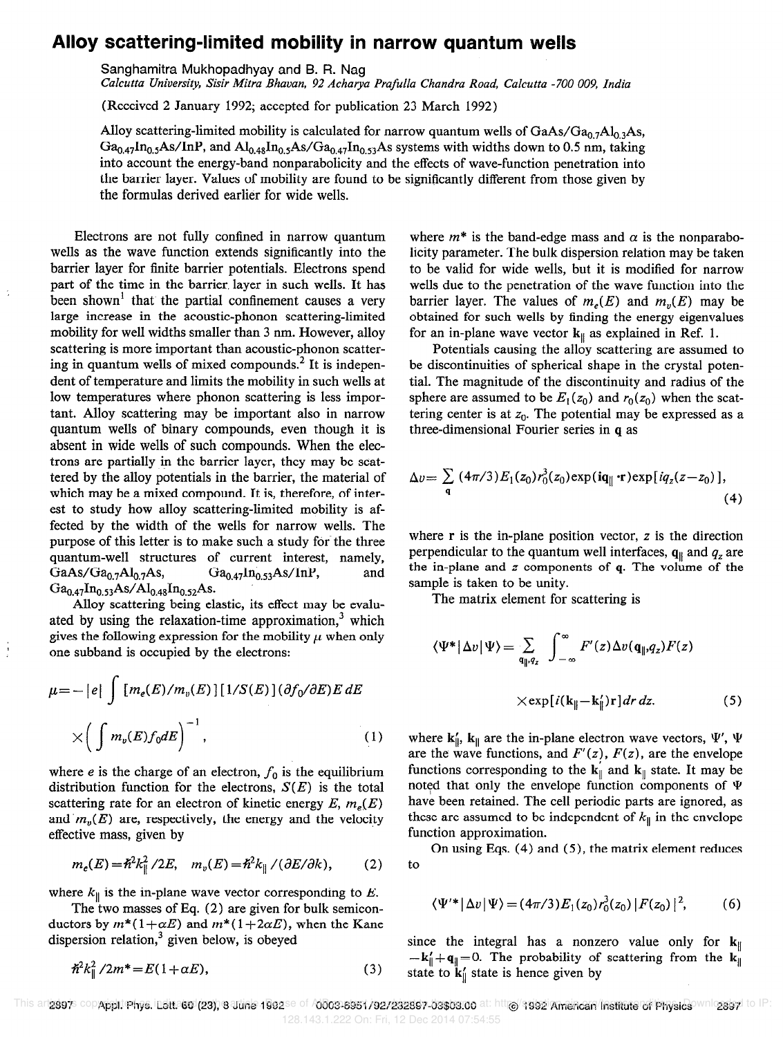# Alloy scattering-limited mobility in narrow quantum wells

Sanghamitra Mukhopadhyay and B. R. Nag

*Calcutta University, Sisir Mitra Bhavan, 92 Acharya Prafulla Chandra Road, Calcutta -700 009, India*

(Received 2 January 1992; accepted for publication 23 March 1992)

Alloy scattering-limited mobility is calculated for narrow quantum wells of $GaAs/Ga_{0.7}Al_{0.3}As$, $Ga_{0.47}In_{0.5}As/InP$, and $Al_{0.48}In_{0.5}As/Ga_{0.47}In_{0.53}As$ systems with widths down to 0.5 nm, taking into account the energy-band nonparabolicity and the effects of wave-function penetration into the barrier layer. Values of mobility are found to be significantly different from those given by the formulas derived earlier for wide wells.

Electrons are not fully confined in narrow quantum wells as the wave function extends significantly into the barrier layer for finite barrier potentials. Electrons spend part of the time in the barrier layer in such wells. It has been shown[1] that the partial confinement causes a very large increase in the acoustic-phonon scattering-limited mobility for well widths smaller than 3 nm. However, alloy scattering is more important than acoustic-phonon scattering in quantum wells of mixed compounds.[2] It is independent of temperature and limits the mobility in such wells at low temperatures where phonon scattering is less important. Alloy scattering may be important also in narrow quantum wells of binary compounds, even though it is absent in wide wells of such compounds. When the electrons are partially in the barrier layer, they may be scattered by the alloy potentials in the barrier, the material of which may be a mixed compound. It is, therefore, of interest to study how alloy scattering-limited mobility is affected by the width of the wells for narrow wells. The purpose of this letter is to make such a study for the three quantum-well structures of current interest, namely, $GaAs/Ga_{0.7}Al_{0.7}As$, $Ga_{0.47}In_{0.53}As/InP$, and $Ga_{0.47}In_{0.53}As/Al_{0.48}In_{0.52}As$.

Alloy scattering being elastic, its effect may be evaluated by using the relaxation-time approximation,[3] which gives the following expression for the mobility $\mu$ when only one subband is occupied by the electrons:

$$\mu = -|e| \int [m_e(E)/m_v(E)][1/S(E)](\partial f_0/\partial E) E \, dE \times \left( \int m_v(E) f_0 dE \right)^{-1}, \tag{1}$$

where $e$ is the charge of an electron, $f_0$ is the equilibrium distribution function for the electrons, $S(E)$ is the total scattering rate for an electron of kinetic energy $E$, $m_e(E)$ and $m_v(E)$ are, respectively, the energy and the velocity effective mass, given by

$$m_e(E) = \hbar^2 k_\parallel^2 / 2E, \quad m_v(E) = \hbar^2 k_\parallel / (\partial E/\partial k), \tag{2}$$

where $k_\parallel$ is the in-plane wave vector corresponding to $E$.

The two masses of Eq. (2) are given for bulk semiconductors by $m^*(1+\alpha E)$ and $m^*(1+2\alpha E)$, when the Kane dispersion relation,[3] given below, is obeyed

$$\hbar^2 k_\parallel^2 / 2m^* = E(1+\alpha E), \tag{3}$$

where $m^*$ is the band-edge mass and $\alpha$ is the nonparabolicity parameter. The bulk dispersion relation may be taken to be valid for wide wells, but it is modified for narrow wells due to the penetration of the wave function into the barrier layer. The values of $m_e(E)$ and $m_v(E)$ may be obtained for such wells by finding the energy eigenvalues for an in-plane wave vector $\mathbf{k}_\parallel$ as explained in Ref. 1.

Potentials causing the alloy scattering are assumed to be discontinuities of spherical shape in the crystal potential. The magnitude of the discontinuity and radius of the sphere are assumed to be $E_1(z_0)$ and $r_0(z_0)$ when the scattering center is at $z_0$. The potential may be expressed as a three-dimensional Fourier series in $\mathbf{q}$ as

$$\Delta v = \sum_{\mathbf{q}} (4\pi/3) E_1(z_0) r_0^3(z_0) \exp(i\mathbf{q}_\parallel \cdot \mathbf{r}) \exp[iq_z(z-z_0)], \tag{4}$$

where $\mathbf{r}$ is the in-plane position vector, $z$ is the direction perpendicular to the quantum well interfaces, $\mathbf{q}_\parallel$ and $q_z$ are the in-plane and $z$ components of $\mathbf{q}$. The volume of the sample is taken to be unity.

The matrix element for scattering is

$$\langle \Psi^* | \Delta v | \Psi \rangle = \sum_{\mathbf{q}_\parallel, q_z} \int_{-\infty}^{\infty} F'(z) \Delta v(\mathbf{q}_\parallel, q_z) F(z) \times \exp[i(\mathbf{k}_\parallel - \mathbf{k}'_\parallel)\mathbf{r}] dr \, dz. \tag{5}$$

where $\mathbf{k}'_\parallel$, $\mathbf{k}_\parallel$ are the in-plane electron wave vectors, $\Psi'$, $\Psi$ are the wave functions, and $F'(z)$, $F(z)$, are the envelope functions corresponding to the $\mathbf{k}_\parallel$ and $\mathbf{k}_\parallel$ state. It may be noted that only the envelope function components of $\Psi$ have been retained. The cell periodic parts are ignored, as these are assumed to be independent of $k_\parallel$ in the envelope function approximation.

On using Eqs. (4) and (5), the matrix element reduces to

$$\langle \Psi'^* | \Delta v | \Psi \rangle = (4\pi/3) E_1(z_0) r_0^3(z_0) |F(z_0)|^2, \tag{6}$$

since the integral has a nonzero value only for $\mathbf{k}_\parallel - \mathbf{k}'_\parallel + \mathbf{q}_\parallel = 0$. The probability of scattering from the $\mathbf{k}_\parallel$ state to $\mathbf{k}'_\parallel$ state is hence given by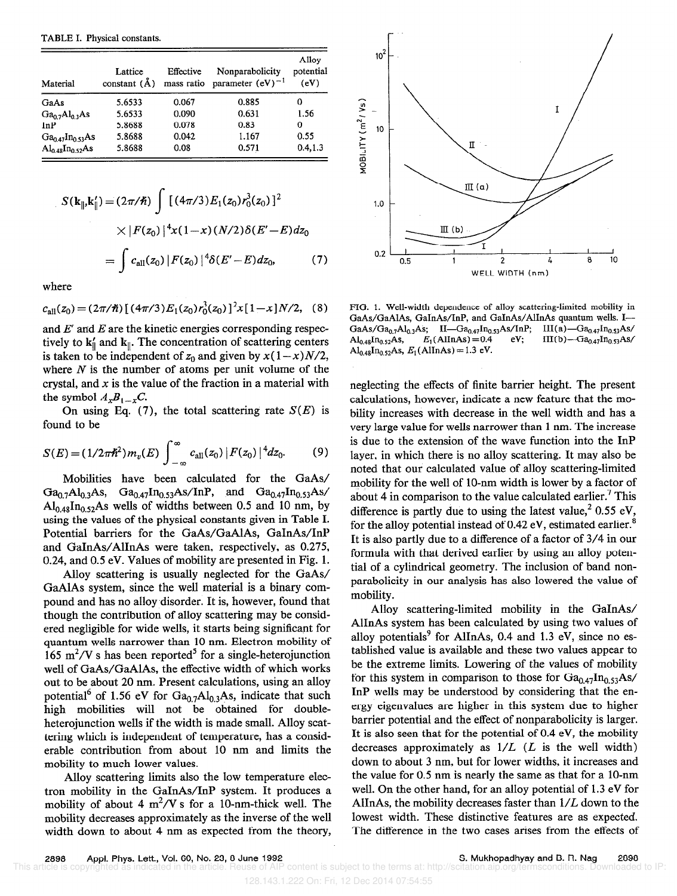TABLE I. Physical constants.

| Material | Lattice constant (Å) | Effective mass ratio | Nonparabolicity parameter $(\mathrm{eV})^{-1}$ | Alloy potential (eV) |
|---|---|---|---|---|
| GaAs | 5.6533 | 0.067 | 0.885 | 0 |
| $Ga_{0.7}Al_{0.3}As$ | 5.6533 | 0.090 | 0.631 | 1.56 |
| InP | 5.8688 | 0.078 | 0.83 | 0 |
| $Ga_{0.47}In_{0.53}As$ | 5.8688 | 0.042 | 1.167 | 0.55 |
| $Al_{0.48}In_{0.52}As$ | 5.8688 | 0.08 | 0.571 | 0.4,1.3 |

$$S(\mathbf{k}_\parallel,\mathbf{k}'_\parallel)=(2\pi/\hbar)\int[(4\pi/3)E_1(z_0)r_0^3(z_0)]^2 \times|F(z_0)|^4x(1-x)(N/2)\delta(E'-E)dz_0$$
$$=\int c_{\mathrm{all}}(z_0)|F(z_0)|^4\delta(E'-E)dz_0, \quad (7)$$

where

$$c_{\mathrm{all}}(z_0)=(2\pi/\hbar)[(4\pi/3)E_1(z_0)r_0^3(z_0)]^2x[1-x]N/2, \quad (8)$$

and $E'$ and $E$ are the kinetic energies corresponding respectively to $k'_\parallel$ and $k_\parallel$. The concentration of scattering centers is taken to be independent of $z_0$ and given by $x(1-x)N/2$, where $N$ is the number of atoms per unit volume of the crystal, and $x$ is the value of the fraction in a material with the symbol $A_xB_{1-x}C$.

On using Eq. (7), the total scattering rate $S(E)$ is found to be

$$S(E)=(1/2\pi\hbar^2)m_v(E)\int_{-\infty}^{\infty}c_{\mathrm{all}}(z_0)|F(z_0)|^4dz_0. \quad (9)$$

Mobilities have been calculated for the GaAs/$Ga_{0.7}Al_{0.3}As$, $Ga_{0.47}In_{0.53}As$/InP, and $Ga_{0.47}In_{0.53}As$/$Al_{0.48}In_{0.52}As$ wells of widths between 0.5 and 10 nm, by using the values of the physical constants given in Table I. Potential barriers for the GaAs/GaAlAs, GaInAs/InP and GaInAs/AlInAs were taken, respectively, as 0.275, 0.24, and 0.5 eV. Values of mobility are presented in Fig. 1.

Alloy scattering is usually neglected for the GaAs/GaAlAs system, since the well material is a binary compound and has no alloy disorder. It is, however, found that though the contribution of alloy scattering may be considered negligible for wide wells, it starts being significant for quantum wells narrower than 10 nm. Electron mobility of 165 $m^2$/V s has been reported[5] for a single-heterojunction well of GaAs/GaAlAs, the effective width of which works out to be about 20 nm. Present calculations, using an alloy potential[6] of 1.56 eV for $Ga_{0.7}Al_{0.3}As$, indicate that such high mobilities will not be obtained for double-heterojunction wells if the width is made small. Alloy scattering which is independent of temperature, has a considerable contribution from about 10 nm and limits the mobility to much lower values.

Alloy scattering limits also the low temperature electron mobility in the GaInAs/InP system. It produces a mobility of about 4 $m^2$/V s for a 10-nm-thick well. The mobility decreases approximately as the inverse of the well width down to about 4 nm as expected from the theory, neglecting the effects of finite barrier height. The present calculations, however, indicate a new feature that the mobility increases with decrease in the well width and has a very large value for wells narrower than 1 nm. The increase is due to the extension of the wave function into the InP layer, in which there is no alloy scattering. It may also be noted that our calculated value of alloy scattering-limited mobility for the well of 10-nm width is lower by a factor of about 4 in comparison to the value calculated earlier.[7] This difference is partly due to using the latest value,[2] 0.55 eV, for the alloy potential instead of 0.42 eV, estimated earlier.[8] It is also partly due to a difference of a factor of 3/4 in our formula with that derived earlier by using an alloy potential of a cylindrical geometry. The inclusion of band nonparabolicity in our analysis has also lowered the value of mobility.

FIG. 1. Well-width dependence of alloy scattering-limited mobility in GaAs/GaAlAs, GaInAs/InP, and GaInAs/AlInAs quantum wells. I—GaAs/$Ga_{0.7}Al_{0.3}As$; II—$Ga_{0.47}In_{0.53}As$/InP; III(a)—$Ga_{0.47}In_{0.53}As$/$Al_{0.48}In_{0.52}As$, $E_1$(AlInAs) = 0.4 eV; III(b)—$Ga_{0.47}In_{0.53}As$/$Al_{0.48}In_{0.52}As$, $E_1$(AlInAs) = 1.3 eV.

Alloy scattering-limited mobility in the GaInAs/AlInAs system has been calculated by using two values of alloy potentials[9] for AlInAs, 0.4 and 1.3 eV, since no established value is available and these two values appear to be the extreme limits. Lowering of the values of mobility for this system in comparison to those for $Ga_{0.47}In_{0.53}As$/InP wells may be understood by considering that the energy eigenvalues are higher in this system due to higher barrier potential and the effect of nonparabolicity is larger. It is also seen that for the potential of 0.4 eV, the mobility decreases approximately as $1/L$ ($L$ is the well width) down to about 3 nm, but for lower widths, it increases and the value for 0.5 nm is nearly the same as that for a 10-nm well. On the other hand, for an alloy potential of 1.3 eV for AlInAs, the mobility decreases faster than $1/L$ down to the lowest width. These distinctive features are as expected. The difference in the two cases arises from the effects of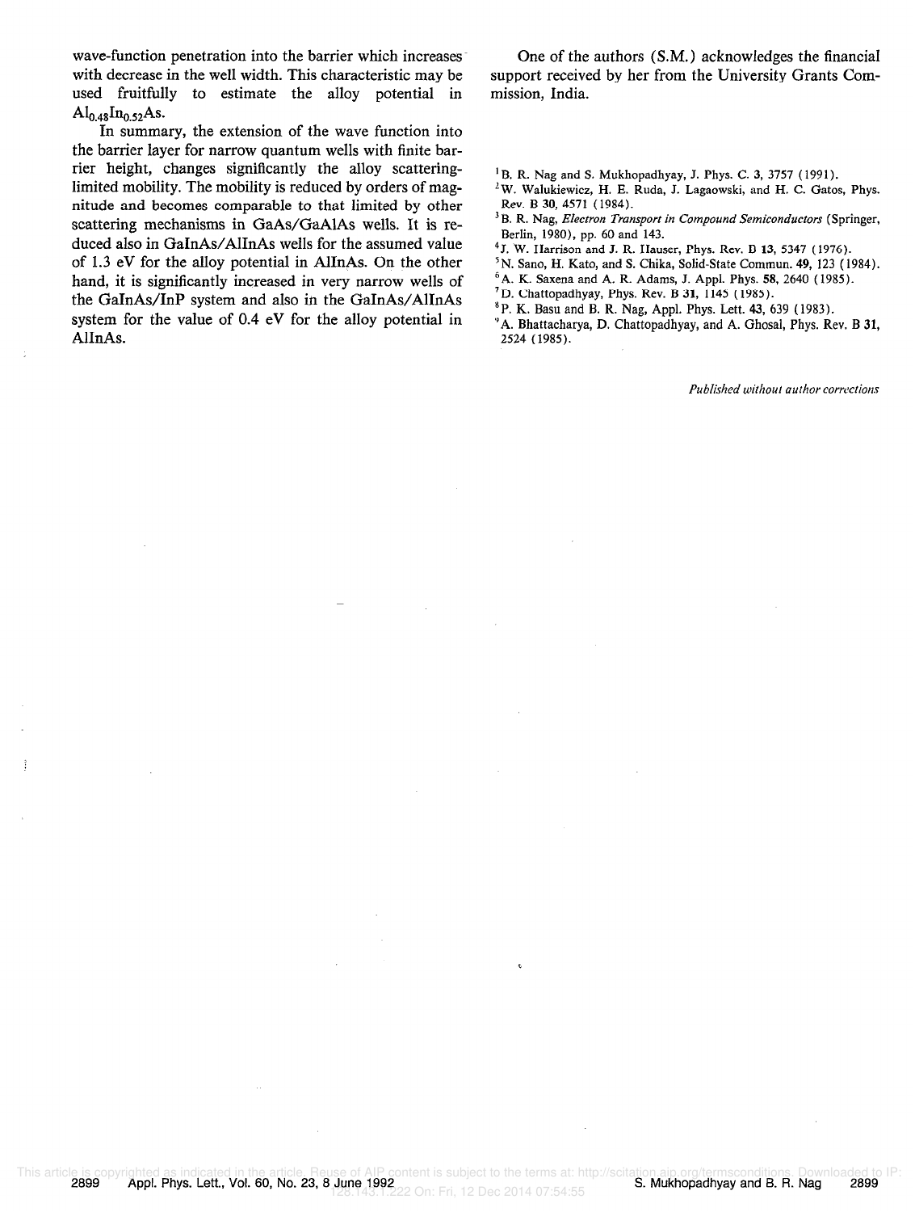wave-function penetration into the barrier which increases with decrease in the well width. This characteristic may be used fruitfully to estimate the alloy potential in $Al_{0.48}In_{0.52}As$.

In summary, the extension of the wave function into the barrier layer for narrow quantum wells with finite barrier height, changes significantly the alloy scattering-limited mobility. The mobility is reduced by orders of magnitude and becomes comparable to that limited by other scattering mechanisms in GaAs/GaAlAs wells. It is reduced also in GaInAs/AlInAs wells for the assumed value of 1.3 eV for the alloy potential in AlInAs. On the other hand, it is significantly increased in very narrow wells of the GaInAs/InP system and also in the GaInAs/AlInAs system for the value of 0.4 eV for the alloy potential in AlInAs.

One of the authors (S.M.) acknowledges the financial support received by her from the University Grants Commission, India.

[1] B. R. Nag and S. Mukhopadhyay, J. Phys. C. **3**, 3757 (1991).

[2] W. Walukiewicz, H. E. Ruda, J. Lagaowski, and H. C. Gatos, Phys. Rev. B **30**, 4571 (1984).

[3] B. R. Nag, *Electron Transport in Compound Semiconductors* (Springer, Berlin, 1980), pp. 60 and 143.

[4] J. W. Harrison and J. R. Hauser, Phys. Rev. B **13**, 5347 (1976).

[5] N. Sano, H. Kato, and S. Chika, Solid-State Commun. **49**, 123 (1984).

[6] A. K. Saxena and A. R. Adams, J. Appl. Phys. **58**, 2640 (1985).

[7] D. Chattopadhyay, Phys. Rev. B **31**, 1145 (1985).

[8] P. K. Basu and B. R. Nag, Appl. Phys. Lett. **43**, 639 (1983).

[9] A. Bhattacharya, D. Chattopadhyay, and A. Ghosal, Phys. Rev. B **31**, 2524 (1985).

*Published without author corrections*